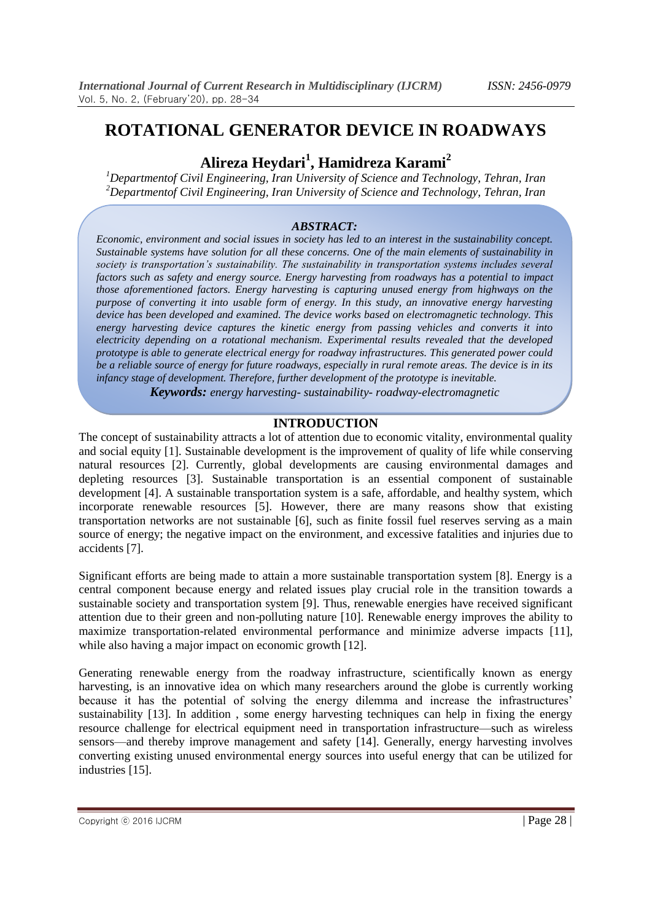# ROTATIONAL GENERATOR DEVICE IN ROADWAYS

## Alireza Heydari[1], Hamidreza Karami[2]

*[1]Departmentof Civil Engineering, Iran University of Science and Technology, Tehran, Iran*
*[2]Departmentof Civil Engineering, Iran University of Science and Technology, Tehran, Iran*

***ABSTRACT:***

***Economic, environment and social issues in society has led to an interest in the sustainability concept. Sustainable systems have solution for all these concerns. One of the main elements of sustainability in society is transportation's sustainability. The sustainability in transportation systems includes several factors such as safety and energy source. Energy harvesting from roadways has a potential to impact those aforementioned factors. Energy harvesting is capturing unused energy from highways on the purpose of converting it into usable form of energy. In this study, an innovative energy harvesting device has been developed and examined. The device works based on electromagnetic technology. This energy harvesting device captures the kinetic energy from passing vehicles and converts it into electricity depending on a rotational mechanism. Experimental results revealed that the developed prototype is able to generate electrical energy for roadway infrastructures. This generated power could be a reliable source of energy for future roadways, especially in rural remote areas. The device is in its infancy stage of development. Therefore, further development of the prototype is inevitable.***

***Keywords:*** *energy harvesting- sustainability- roadway-electromagnetic*

## INTRODUCTION

The concept of sustainability attracts a lot of attention due to economic vitality, environmental quality and social equity [1]. Sustainable development is the improvement of quality of life while conserving natural resources [2]. Currently, global developments are causing environmental damages and depleting resources [3]. Sustainable transportation is an essential component of sustainable development [4]. A sustainable transportation system is a safe, affordable, and healthy system, which incorporate renewable resources [5]. However, there are many reasons show that existing transportation networks are not sustainable [6], such as finite fossil fuel reserves serving as a main source of energy; the negative impact on the environment, and excessive fatalities and injuries due to accidents [7].

Significant efforts are being made to attain a more sustainable transportation system [8]. Energy is a central component because energy and related issues play crucial role in the transition towards a sustainable society and transportation system [9]. Thus, renewable energies have received significant attention due to their green and non-polluting nature [10]. Renewable energy improves the ability to maximize transportation-related environmental performance and minimize adverse impacts [11], while also having a major impact on economic growth [12].

Generating renewable energy from the roadway infrastructure, scientifically known as energy harvesting, is an innovative idea on which many researchers around the globe is currently working because it has the potential of solving the energy dilemma and increase the infrastructures' sustainability [13]. In addition , some energy harvesting techniques can help in fixing the energy resource challenge for electrical equipment need in transportation infrastructure—such as wireless sensors—and thereby improve management and safety [14]. Generally, energy harvesting involves converting existing unused environmental energy sources into useful energy that can be utilized for industries [15].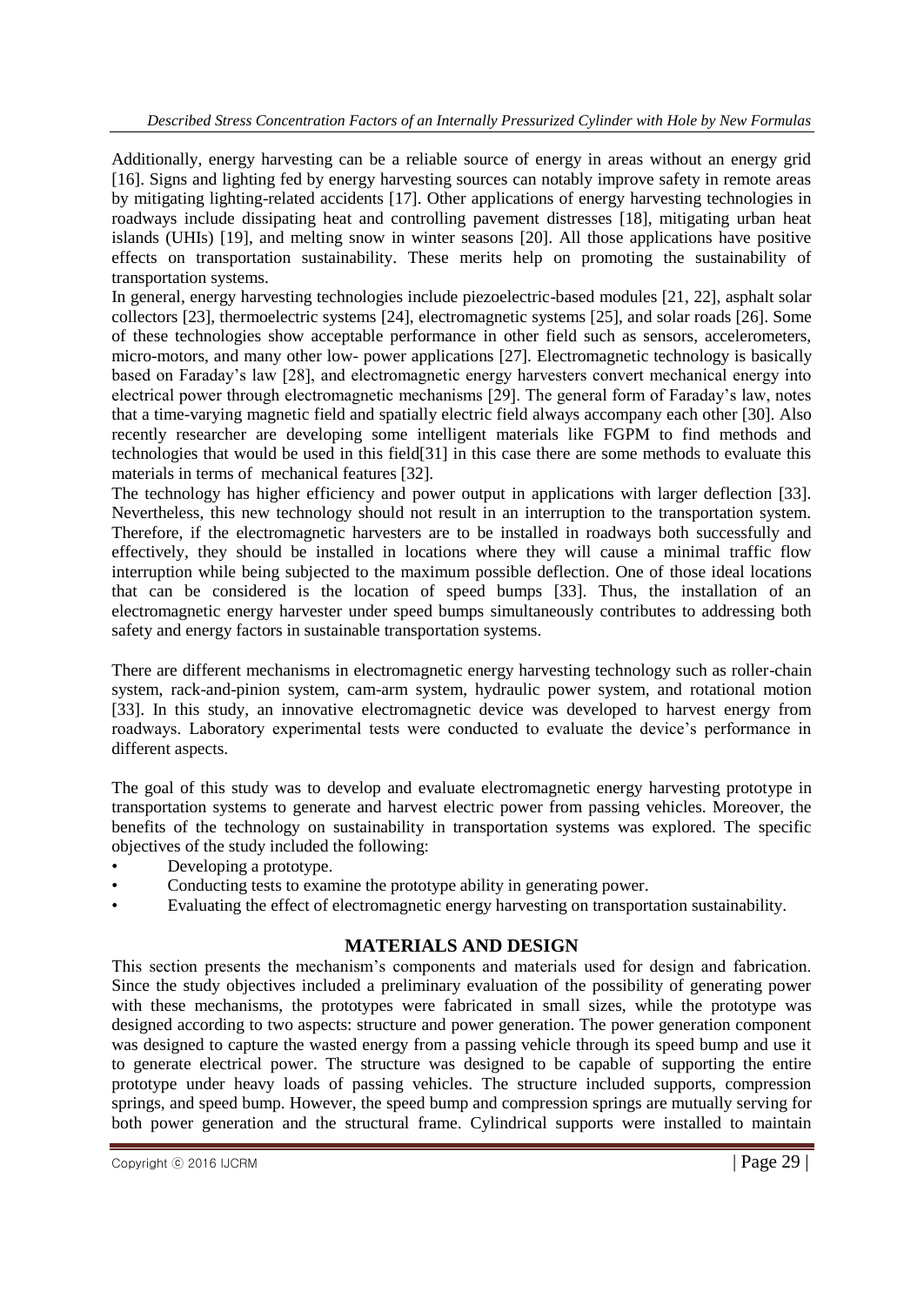Additionally, energy harvesting can be a reliable source of energy in areas without an energy grid [16]. Signs and lighting fed by energy harvesting sources can notably improve safety in remote areas by mitigating lighting-related accidents [17]. Other applications of energy harvesting technologies in roadways include dissipating heat and controlling pavement distresses [18], mitigating urban heat islands (UHIs) [19], and melting snow in winter seasons [20]. All those applications have positive effects on transportation sustainability. These merits help on promoting the sustainability of transportation systems.

In general, energy harvesting technologies include piezoelectric-based modules [21, 22], asphalt solar collectors [23], thermoelectric systems [24], electromagnetic systems [25], and solar roads [26]. Some of these technologies show acceptable performance in other field such as sensors, accelerometers, micro-motors, and many other low- power applications [27]. Electromagnetic technology is basically based on Faraday's law [28], and electromagnetic energy harvesters convert mechanical energy into electrical power through electromagnetic mechanisms [29]. The general form of Faraday's law, notes that a time-varying magnetic field and spatially electric field always accompany each other [30]. Also recently researcher are developing some intelligent materials like FGPM to find methods and technologies that would be used in this field[31] in this case there are some methods to evaluate this materials in terms of mechanical features [32].

The technology has higher efficiency and power output in applications with larger deflection [33]. Nevertheless, this new technology should not result in an interruption to the transportation system. Therefore, if the electromagnetic harvesters are to be installed in roadways both successfully and effectively, they should be installed in locations where they will cause a minimal traffic flow interruption while being subjected to the maximum possible deflection. One of those ideal locations that can be considered is the location of speed bumps [33]. Thus, the installation of an electromagnetic energy harvester under speed bumps simultaneously contributes to addressing both safety and energy factors in sustainable transportation systems.

There are different mechanisms in electromagnetic energy harvesting technology such as roller-chain system, rack-and-pinion system, cam-arm system, hydraulic power system, and rotational motion [33]. In this study, an innovative electromagnetic device was developed to harvest energy from roadways. Laboratory experimental tests were conducted to evaluate the device's performance in different aspects.

The goal of this study was to develop and evaluate electromagnetic energy harvesting prototype in transportation systems to generate and harvest electric power from passing vehicles. Moreover, the benefits of the technology on sustainability in transportation systems was explored. The specific objectives of the study included the following:

- Developing a prototype.
- Conducting tests to examine the prototype ability in generating power.
- Evaluating the effect of electromagnetic energy harvesting on transportation sustainability.

## MATERIALS AND DESIGN

This section presents the mechanism's components and materials used for design and fabrication. Since the study objectives included a preliminary evaluation of the possibility of generating power with these mechanisms, the prototypes were fabricated in small sizes, while the prototype was designed according to two aspects: structure and power generation. The power generation component was designed to capture the wasted energy from a passing vehicle through its speed bump and use it to generate electrical power. The structure was designed to be capable of supporting the entire prototype under heavy loads of passing vehicles. The structure included supports, compression springs, and speed bump. However, the speed bump and compression springs are mutually serving for both power generation and the structural frame. Cylindrical supports were installed to maintain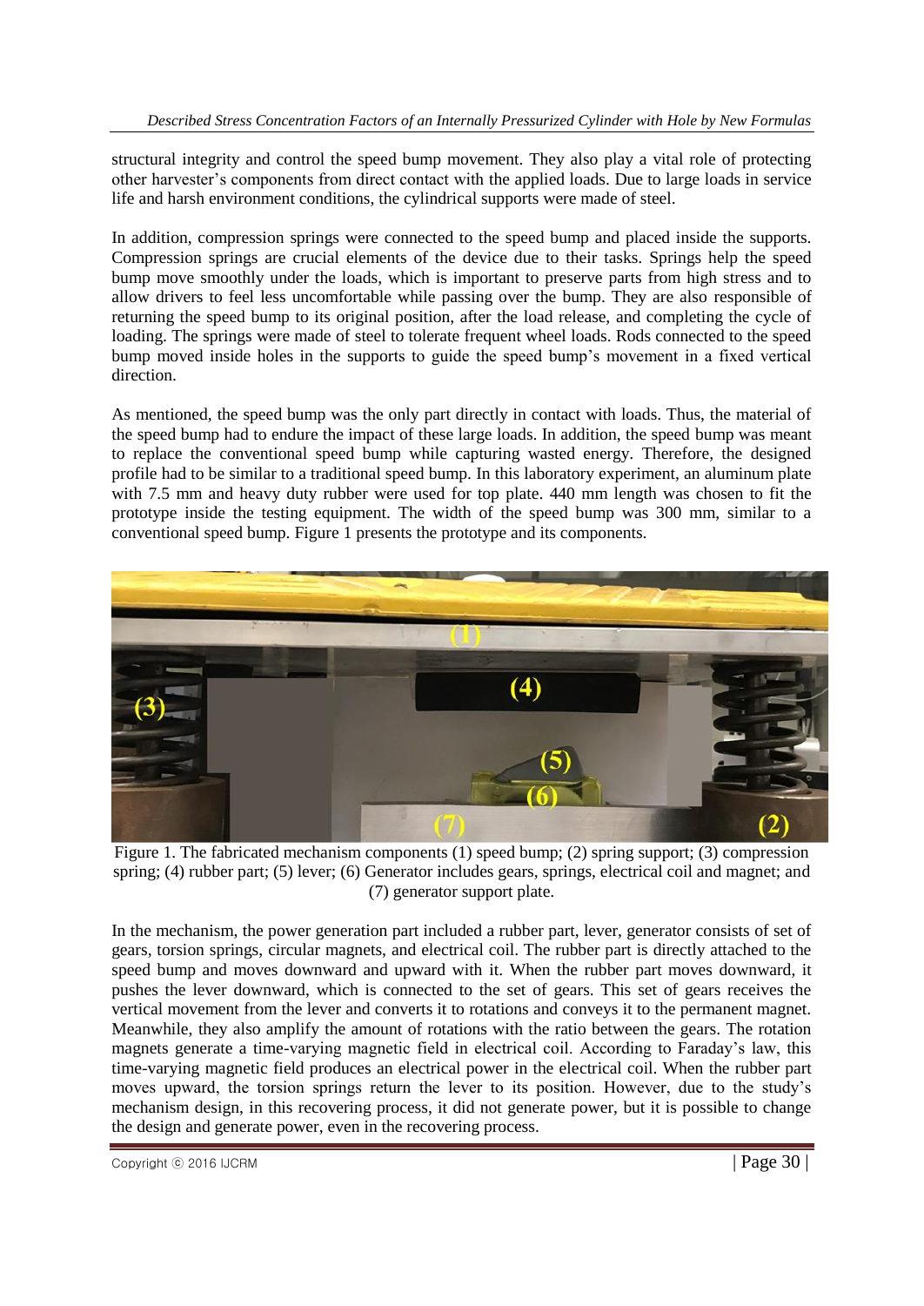structural integrity and control the speed bump movement. They also play a vital role of protecting other harvester's components from direct contact with the applied loads. Due to large loads in service life and harsh environment conditions, the cylindrical supports were made of steel.

In addition, compression springs were connected to the speed bump and placed inside the supports. Compression springs are crucial elements of the device due to their tasks. Springs help the speed bump move smoothly under the loads, which is important to preserve parts from high stress and to allow drivers to feel less uncomfortable while passing over the bump. They are also responsible of returning the speed bump to its original position, after the load release, and completing the cycle of loading. The springs were made of steel to tolerate frequent wheel loads. Rods connected to the speed bump moved inside holes in the supports to guide the speed bump's movement in a fixed vertical direction.

As mentioned, the speed bump was the only part directly in contact with loads. Thus, the material of the speed bump had to endure the impact of these large loads. In addition, the speed bump was meant to replace the conventional speed bump while capturing wasted energy. Therefore, the designed profile had to be similar to a traditional speed bump. In this laboratory experiment, an aluminum plate with 7.5 mm and heavy duty rubber were used for top plate. 440 mm length was chosen to fit the prototype inside the testing equipment. The width of the speed bump was 300 mm, similar to a conventional speed bump. Figure 1 presents the prototype and its components.

Figure 1. The fabricated mechanism components (1) speed bump; (2) spring support; (3) compression spring; (4) rubber part; (5) lever; (6) Generator includes gears, springs, electrical coil and magnet; and (7) generator support plate.

In the mechanism, the power generation part included a rubber part, lever, generator consists of set of gears, torsion springs, circular magnets, and electrical coil. The rubber part is directly attached to the speed bump and moves downward and upward with it. When the rubber part moves downward, it pushes the lever downward, which is connected to the set of gears. This set of gears receives the vertical movement from the lever and converts it to rotations and conveys it to the permanent magnet. Meanwhile, they also amplify the amount of rotations with the ratio between the gears. The rotation magnets generate a time-varying magnetic field in electrical coil. According to Faraday's law, this time-varying magnetic field produces an electrical power in the electrical coil. When the rubber part moves upward, the torsion springs return the lever to its position. However, due to the study's mechanism design, in this recovering process, it did not generate power, but it is possible to change the design and generate power, even in the recovering process.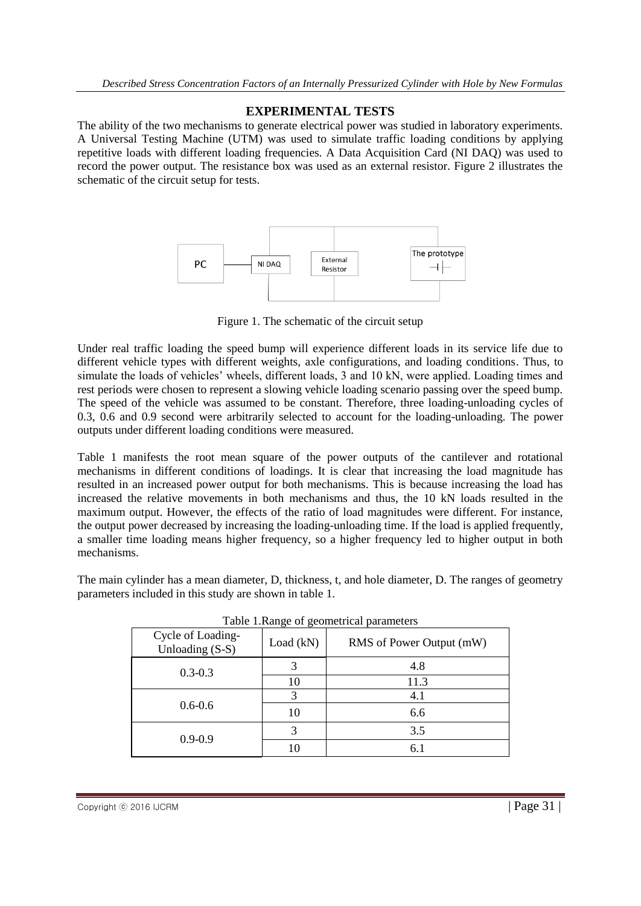## EXPERIMENTAL TESTS

The ability of the two mechanisms to generate electrical power was studied in laboratory experiments. A Universal Testing Machine (UTM) was used to simulate traffic loading conditions by applying repetitive loads with different loading frequencies. A Data Acquisition Card (NI DAQ) was used to record the power output. The resistance box was used as an external resistor. Figure 2 illustrates the schematic of the circuit setup for tests.

PC — NI DAQ — External Resistor — The prototype

Figure 1. The schematic of the circuit setup

Under real traffic loading the speed bump will experience different loads in its service life due to different vehicle types with different weights, axle configurations, and loading conditions. Thus, to simulate the loads of vehicles' wheels, different loads, 3 and 10 kN, were applied. Loading times and rest periods were chosen to represent a slowing vehicle loading scenario passing over the speed bump. The speed of the vehicle was assumed to be constant. Therefore, three loading-unloading cycles of 0.3, 0.6 and 0.9 second were arbitrarily selected to account for the loading-unloading. The power outputs under different loading conditions were measured.

Table 1 manifests the root mean square of the power outputs of the cantilever and rotational mechanisms in different conditions of loadings. It is clear that increasing the load magnitude has resulted in an increased power output for both mechanisms. This is because increasing the load has increased the relative movements in both mechanisms and thus, the 10 kN loads resulted in the maximum output. However, the effects of the ratio of load magnitudes were different. For instance, the output power decreased by increasing the loading-unloading time. If the load is applied frequently, a smaller time loading means higher frequency, so a higher frequency led to higher output in both mechanisms.

The main cylinder has a mean diameter, D, thickness, t, and hole diameter, D. The ranges of geometry parameters included in this study are shown in table 1.

Table 1.Range of geometrical parameters

| Cycle of Loading-Unloading (S-S) | Load (kN) | RMS of Power Output (mW) |
|---|---|---|
| 0.3-0.3 | 3 | 4.8 |
| | 10 | 11.3 |
| 0.6-0.6 | 3 | 4.1 |
| | 10 | 6.6 |
| 0.9-0.9 | 3 | 3.5 |
| | 10 | 6.1 |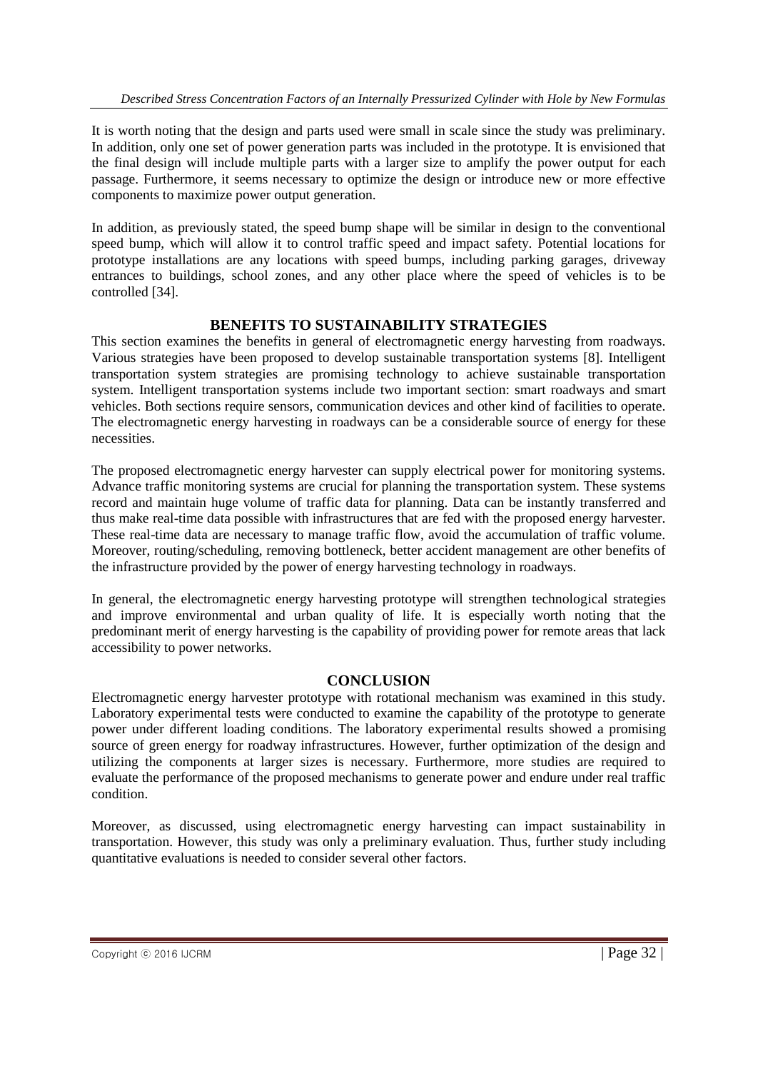It is worth noting that the design and parts used were small in scale since the study was preliminary. In addition, only one set of power generation parts was included in the prototype. It is envisioned that the final design will include multiple parts with a larger size to amplify the power output for each passage. Furthermore, it seems necessary to optimize the design or introduce new or more effective components to maximize power output generation.

In addition, as previously stated, the speed bump shape will be similar in design to the conventional speed bump, which will allow it to control traffic speed and impact safety. Potential locations for prototype installations are any locations with speed bumps, including parking garages, driveway entrances to buildings, school zones, and any other place where the speed of vehicles is to be controlled [34].

## BENEFITS TO SUSTAINABILITY STRATEGIES

This section examines the benefits in general of electromagnetic energy harvesting from roadways. Various strategies have been proposed to develop sustainable transportation systems [8]. Intelligent transportation system strategies are promising technology to achieve sustainable transportation system. Intelligent transportation systems include two important section: smart roadways and smart vehicles. Both sections require sensors, communication devices and other kind of facilities to operate. The electromagnetic energy harvesting in roadways can be a considerable source of energy for these necessities.

The proposed electromagnetic energy harvester can supply electrical power for monitoring systems. Advance traffic monitoring systems are crucial for planning the transportation system. These systems record and maintain huge volume of traffic data for planning. Data can be instantly transferred and thus make real-time data possible with infrastructures that are fed with the proposed energy harvester. These real-time data are necessary to manage traffic flow, avoid the accumulation of traffic volume. Moreover, routing/scheduling, removing bottleneck, better accident management are other benefits of the infrastructure provided by the power of energy harvesting technology in roadways.

In general, the electromagnetic energy harvesting prototype will strengthen technological strategies and improve environmental and urban quality of life. It is especially worth noting that the predominant merit of energy harvesting is the capability of providing power for remote areas that lack accessibility to power networks.

## CONCLUSION

Electromagnetic energy harvester prototype with rotational mechanism was examined in this study. Laboratory experimental tests were conducted to examine the capability of the prototype to generate power under different loading conditions. The laboratory experimental results showed a promising source of green energy for roadway infrastructures. However, further optimization of the design and utilizing the components at larger sizes is necessary. Furthermore, more studies are required to evaluate the performance of the proposed mechanisms to generate power and endure under real traffic condition.

Moreover, as discussed, using electromagnetic energy harvesting can impact sustainability in transportation. However, this study was only a preliminary evaluation. Thus, further study including quantitative evaluations is needed to consider several other factors.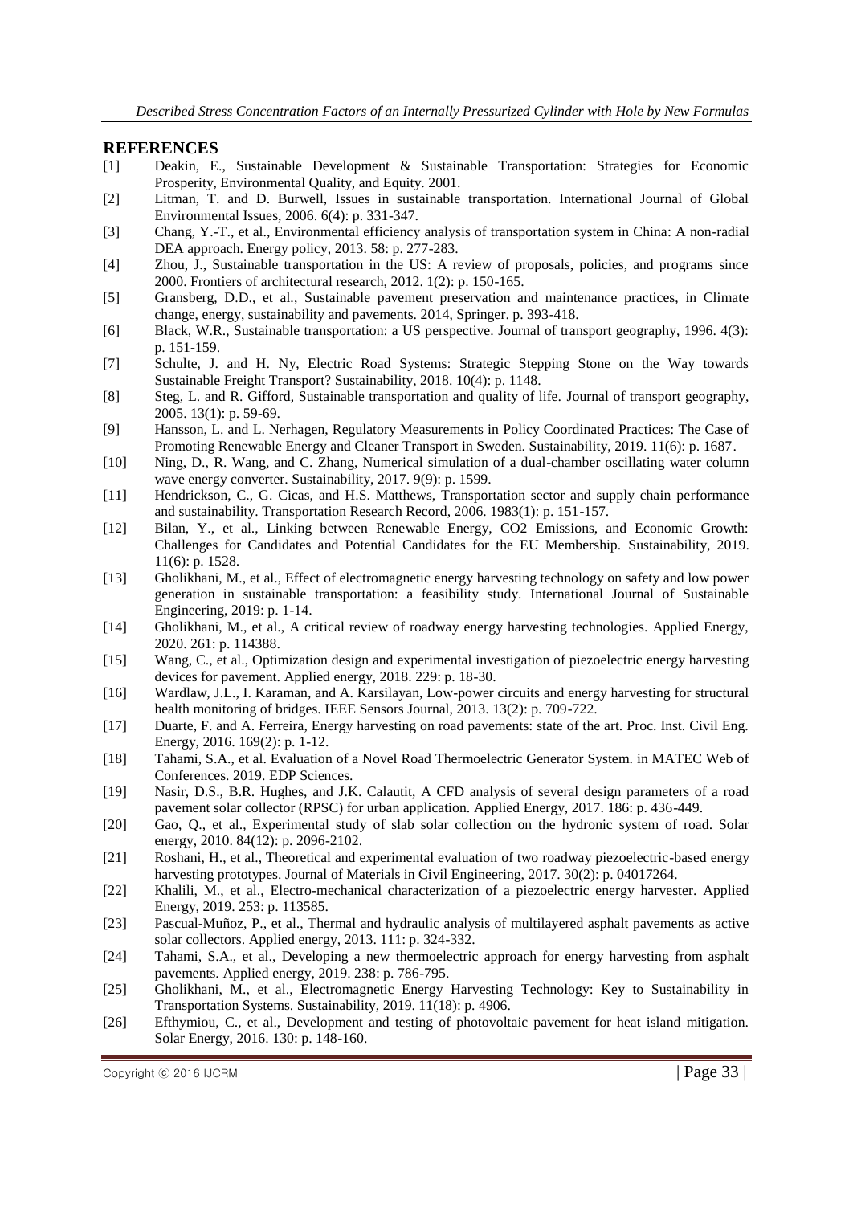## REFERENCES

[1] Deakin, E., Sustainable Development & Sustainable Transportation: Strategies for Economic Prosperity, Environmental Quality, and Equity. 2001.

[2] Litman, T. and D. Burwell, Issues in sustainable transportation. International Journal of Global Environmental Issues, 2006. 6(4): p. 331-347.

[3] Chang, Y.-T., et al., Environmental efficiency analysis of transportation system in China: A non-radial DEA approach. Energy policy, 2013. 58: p. 277-283.

[4] Zhou, J., Sustainable transportation in the US: A review of proposals, policies, and programs since 2000. Frontiers of architectural research, 2012. 1(2): p. 150-165.

[5] Gransberg, D.D., et al., Sustainable pavement preservation and maintenance practices, in Climate change, energy, sustainability and pavements. 2014, Springer. p. 393-418.

[6] Black, W.R., Sustainable transportation: a US perspective. Journal of transport geography, 1996. 4(3): p. 151-159.

[7] Schulte, J. and H. Ny, Electric Road Systems: Strategic Stepping Stone on the Way towards Sustainable Freight Transport? Sustainability, 2018. 10(4): p. 1148.

[8] Steg, L. and R. Gifford, Sustainable transportation and quality of life. Journal of transport geography, 2005. 13(1): p. 59-69.

[9] Hansson, L. and L. Nerhagen, Regulatory Measurements in Policy Coordinated Practices: The Case of Promoting Renewable Energy and Cleaner Transport in Sweden. Sustainability, 2019. 11(6): p. 1687.

[10] Ning, D., R. Wang, and C. Zhang, Numerical simulation of a dual-chamber oscillating water column wave energy converter. Sustainability, 2017. 9(9): p. 1599.

[11] Hendrickson, C., G. Cicas, and H.S. Matthews, Transportation sector and supply chain performance and sustainability. Transportation Research Record, 2006. 1983(1): p. 151-157.

[12] Bilan, Y., et al., Linking between Renewable Energy, CO2 Emissions, and Economic Growth: Challenges for Candidates and Potential Candidates for the EU Membership. Sustainability, 2019. 11(6): p. 1528.

[13] Gholikhani, M., et al., Effect of electromagnetic energy harvesting technology on safety and low power generation in sustainable transportation: a feasibility study. International Journal of Sustainable Engineering, 2019: p. 1-14.

[14] Gholikhani, M., et al., A critical review of roadway energy harvesting technologies. Applied Energy, 2020. 261: p. 114388.

[15] Wang, C., et al., Optimization design and experimental investigation of piezoelectric energy harvesting devices for pavement. Applied energy, 2018. 229: p. 18-30.

[16] Wardlaw, J.L., I. Karaman, and A. Karsilayan, Low-power circuits and energy harvesting for structural health monitoring of bridges. IEEE Sensors Journal, 2013. 13(2): p. 709-722.

[17] Duarte, F. and A. Ferreira, Energy harvesting on road pavements: state of the art. Proc. Inst. Civil Eng. Energy, 2016. 169(2): p. 1-12.

[18] Tahami, S.A., et al. Evaluation of a Novel Road Thermoelectric Generator System. in MATEC Web of Conferences. 2019. EDP Sciences.

[19] Nasir, D.S., B.R. Hughes, and J.K. Calautit, A CFD analysis of several design parameters of a road pavement solar collector (RPSC) for urban application. Applied Energy, 2017. 186: p. 436-449.

[20] Gao, Q., et al., Experimental study of slab solar collection on the hydronic system of road. Solar energy, 2010. 84(12): p. 2096-2102.

[21] Roshani, H., et al., Theoretical and experimental evaluation of two roadway piezoelectric-based energy harvesting prototypes. Journal of Materials in Civil Engineering, 2017. 30(2): p. 04017264.

[22] Khalili, M., et al., Electro-mechanical characterization of a piezoelectric energy harvester. Applied Energy, 2019. 253: p. 113585.

[23] Pascual-Muñoz, P., et al., Thermal and hydraulic analysis of multilayered asphalt pavements as active solar collectors. Applied energy, 2013. 111: p. 324-332.

[24] Tahami, S.A., et al., Developing a new thermoelectric approach for energy harvesting from asphalt pavements. Applied energy, 2019. 238: p. 786-795.

[25] Gholikhani, M., et al., Electromagnetic Energy Harvesting Technology: Key to Sustainability in Transportation Systems. Sustainability, 2019. 11(18): p. 4906.

[26] Efthymiou, C., et al., Development and testing of photovoltaic pavement for heat island mitigation. Solar Energy, 2016. 130: p. 148-160.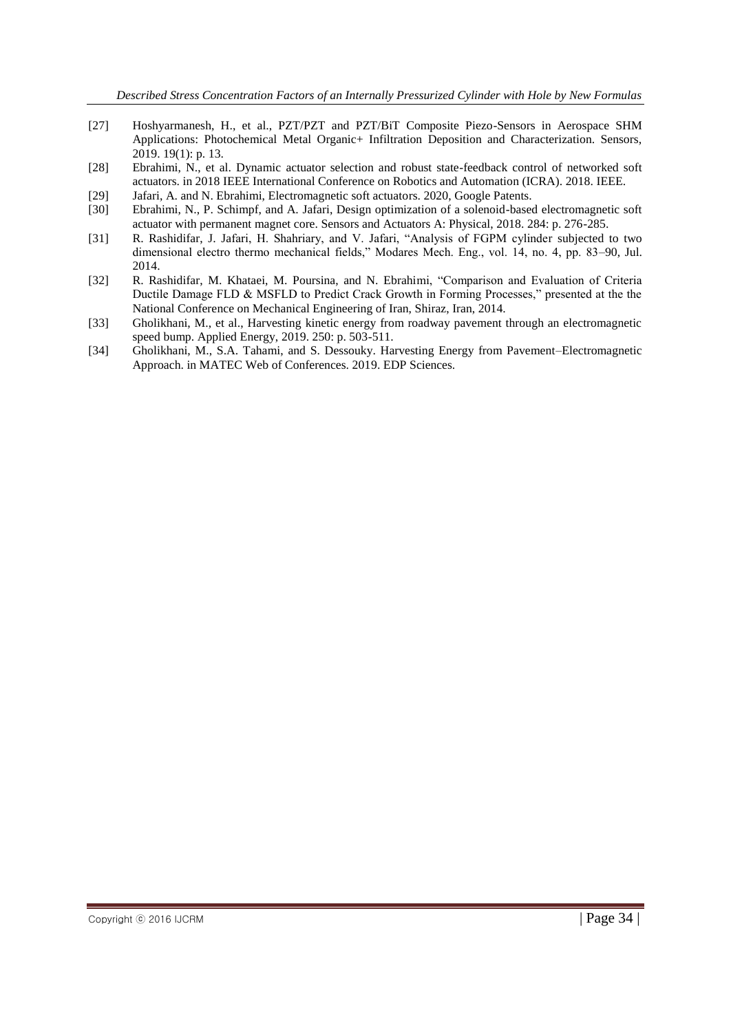[27] Hoshyarmanesh, H., et al., PZT/PZT and PZT/BiT Composite Piezo-Sensors in Aerospace SHM Applications: Photochemical Metal Organic+ Infiltration Deposition and Characterization. Sensors, 2019. 19(1): p. 13.

[28] Ebrahimi, N., et al. Dynamic actuator selection and robust state-feedback control of networked soft actuators. in 2018 IEEE International Conference on Robotics and Automation (ICRA). 2018. IEEE.

[29] Jafari, A. and N. Ebrahimi, Electromagnetic soft actuators. 2020, Google Patents.

[30] Ebrahimi, N., P. Schimpf, and A. Jafari, Design optimization of a solenoid-based electromagnetic soft actuator with permanent magnet core. Sensors and Actuators A: Physical, 2018. 284: p. 276-285.

[31] R. Rashidifar, J. Jafari, H. Shahriary, and V. Jafari, "Analysis of FGPM cylinder subjected to two dimensional electro thermo mechanical fields," Modares Mech. Eng., vol. 14, no. 4, pp. 83–90, Jul. 2014.

[32] R. Rashidifar, M. Khataei, M. Poursina, and N. Ebrahimi, "Comparison and Evaluation of Criteria Ductile Damage FLD & MSFLD to Predict Crack Growth in Forming Processes," presented at the the National Conference on Mechanical Engineering of Iran, Shiraz, Iran, 2014.

[33] Gholikhani, M., et al., Harvesting kinetic energy from roadway pavement through an electromagnetic speed bump. Applied Energy, 2019. 250: p. 503-511.

[34] Gholikhani, M., S.A. Tahami, and S. Dessouky. Harvesting Energy from Pavement–Electromagnetic Approach. in MATEC Web of Conferences. 2019. EDP Sciences.